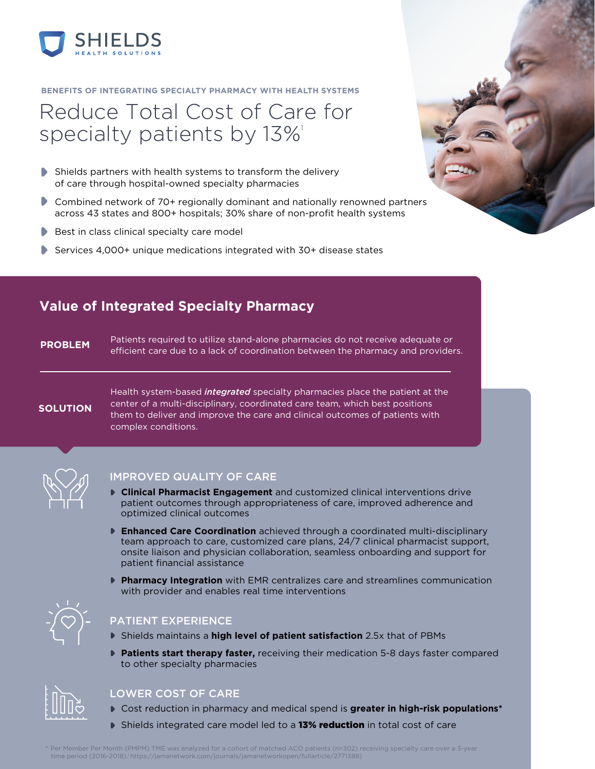SHIELDS
HEALTH SOLUTIONS

BENEFITS OF INTEGRATING SPECIALTY PHARMACY WITH HEALTH SYSTEMS

# Reduce Total Cost of Care for specialty patients by 13%[1]

- Shields partners with health systems to transform the delivery of care through hospital-owned specialty pharmacies
- Combined network of 70+ regionally dominant and nationally renowned partners across 43 states and 800+ hospitals; 30% share of non-profit health systems
- Best in class clinical specialty care model
- Services 4,000+ unique medications integrated with 30+ disease states

## Value of Integrated Specialty Pharmacy

**PROBLEM**

Patients required to utilize stand-alone pharmacies do not receive adequate or efficient care due to a lack of coordination between the pharmacy and providers.

**SOLUTION**

Health system-based ***integrated*** specialty pharmacies place the patient at the center of a multi-disciplinary, coordinated care team, which best positions them to deliver and improve the care and clinical outcomes of patients with complex conditions.

### IMPROVED QUALITY OF CARE

- **Clinical Pharmacist Engagement** and customized clinical interventions drive patient outcomes through appropriateness of care, improved adherence and optimized clinical outcomes
- **Enhanced Care Coordination** achieved through a coordinated multi-disciplinary team approach to care, customized care plans, 24/7 clinical pharmacist support, onsite liaison and physician collaboration, seamless onboarding and support for patient financial assistance
- **Pharmacy Integration** with EMR centralizes care and streamlines communication with provider and enables real time interventions

### PATIENT EXPERIENCE

- Shields maintains a **high level of patient satisfaction** 2.5x that of PBMs
- **Patients start therapy faster,** receiving their medication 5-8 days faster compared to other specialty pharmacies

### LOWER COST OF CARE

- Cost reduction in pharmacy and medical spend is **greater in high-risk populations***
- Shields integrated care model led to a **13% reduction** in total cost of care

* Per Member Per Month (PMPM) TME was analyzed for a cohort of matched ACO patients (n=302) receiving specialty care over a 3-year time period (2016-2018).[1] https://jamanetwork.com/journals/jamanetworkopen/fullarticle/2771388)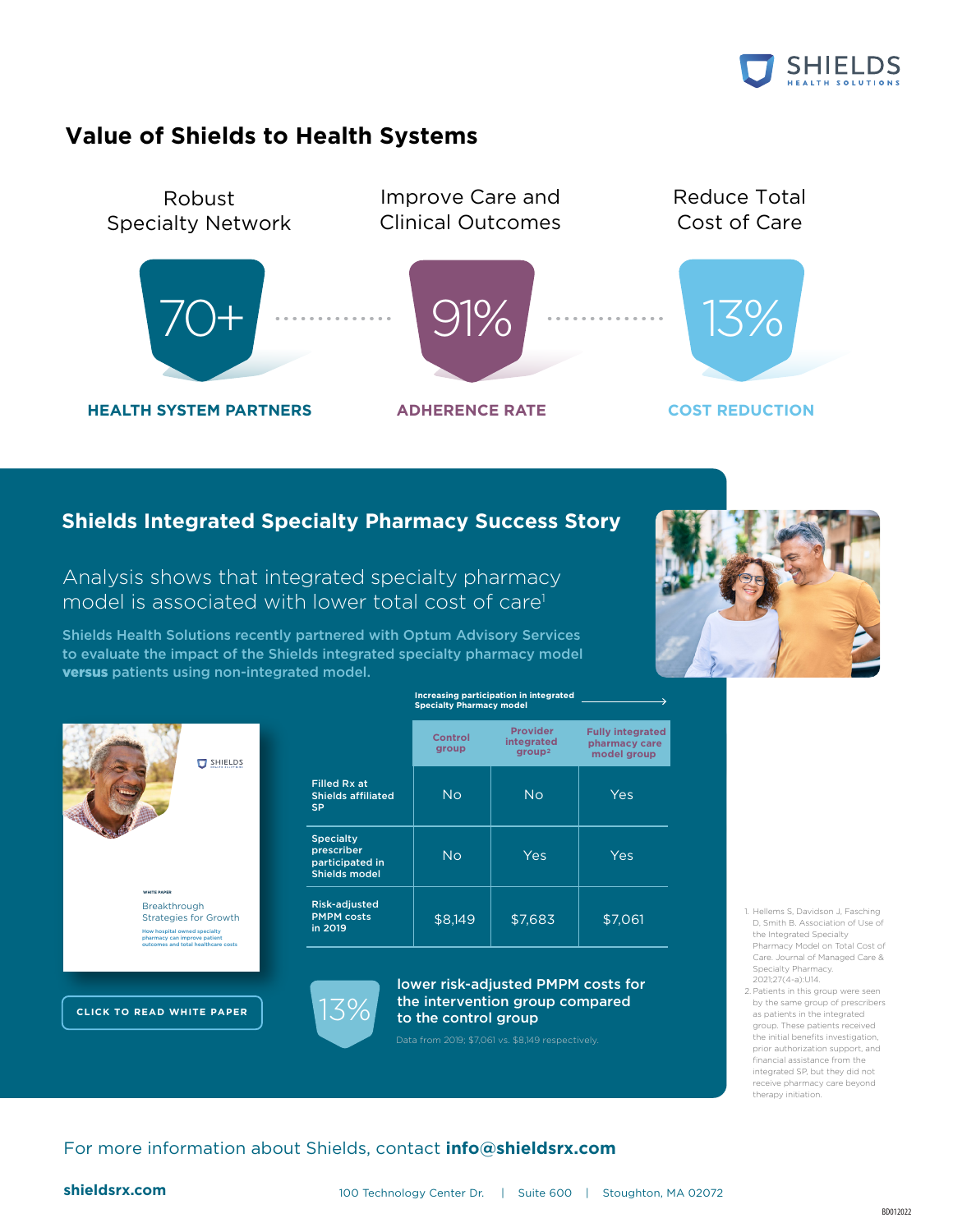# Value of Shields to Health Systems

**Robust Specialty Network**

70+

HEALTH SYSTEM PARTNERS

**Improve Care and Clinical Outcomes**

91%

ADHERENCE RATE

**Reduce Total Cost of Care**

13%

COST REDUCTION

## Shields Integrated Specialty Pharmacy Success Story

Analysis shows that integrated specialty pharmacy model is associated with lower total cost of care[1]

Shields Health Solutions recently partnered with Optum Advisory Services to evaluate the impact of the Shields integrated specialty pharmacy model **versus** patients using non-integrated model.

WHITE PAPER

Breakthrough Strategies for Growth

How hospital owned specialty pharmacy can improve patient outcomes and total healthcare costs

CLICK TO READ WHITE PAPER

Increasing participation in integrated Specialty Pharmacy model →

| | Control group | Provider integrated group[2] | Fully integrated pharmacy care model group |
|---|---|---|---|
| Filled Rx at Shields affiliated SP | No | No | Yes |
| Specialty prescriber participated in Shields model | No | Yes | Yes |
| Risk-adjusted PMPM costs in 2019 | $8,149 | $7,683 | $7,061 |

13% lower risk-adjusted PMPM costs for the intervention group compared to the control group

Data from 2019; $7,061 vs. $8,149 respectively.

1. Hellems S, Davidson J, Fasching D, Smith B. Association of Use of the Integrated Specialty Pharmacy Model on Total Cost of Care. Journal of Managed Care & Specialty Pharmacy. 2021;27(4-a):U14.
2. Patients in this group were seen by the same group of prescribers as patients in the integrated group. These patients received the initial benefits investigation, prior authorization support, and financial assistance from the integrated SP, but they did not receive pharmacy care beyond therapy initiation.

For more information about Shields, contact **info@shieldsrx.com**

**shieldsrx.com** 100 Technology Center Dr. | Suite 600 | Stoughton, MA 02072

BD012022